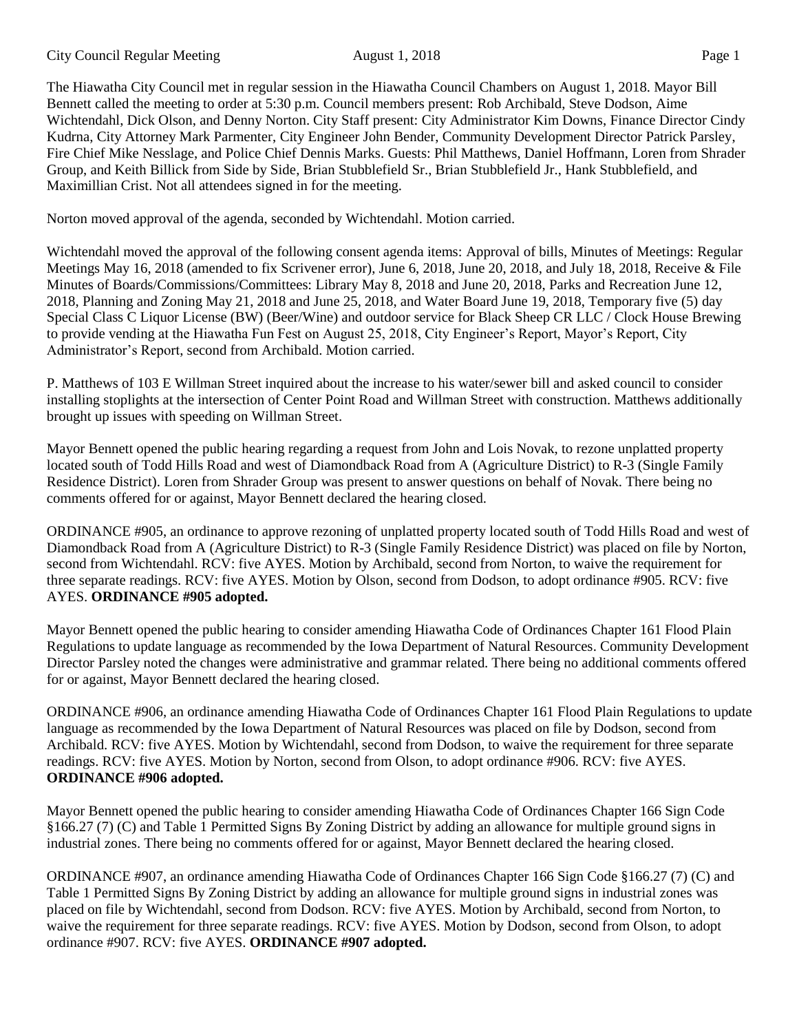The Hiawatha City Council met in regular session in the Hiawatha Council Chambers on August 1, 2018. Mayor Bill Bennett called the meeting to order at 5:30 p.m. Council members present: Rob Archibald, Steve Dodson, Aime Wichtendahl, Dick Olson, and Denny Norton. City Staff present: City Administrator Kim Downs, Finance Director Cindy Kudrna, City Attorney Mark Parmenter, City Engineer John Bender, Community Development Director Patrick Parsley, Fire Chief Mike Nesslage, and Police Chief Dennis Marks. Guests: Phil Matthews, Daniel Hoffmann, Loren from Shrader Group, and Keith Billick from Side by Side, Brian Stubblefield Sr., Brian Stubblefield Jr., Hank Stubblefield, and Maximillian Crist. Not all attendees signed in for the meeting.

Norton moved approval of the agenda, seconded by Wichtendahl. Motion carried.

Wichtendahl moved the approval of the following consent agenda items: Approval of bills, Minutes of Meetings: Regular Meetings May 16, 2018 (amended to fix Scrivener error), June 6, 2018, June 20, 2018, and July 18, 2018, Receive & File Minutes of Boards/Commissions/Committees: Library May 8, 2018 and June 20, 2018, Parks and Recreation June 12, 2018, Planning and Zoning May 21, 2018 and June 25, 2018, and Water Board June 19, 2018, Temporary five (5) day Special Class C Liquor License (BW) (Beer/Wine) and outdoor service for Black Sheep CR LLC / Clock House Brewing to provide vending at the Hiawatha Fun Fest on August 25, 2018, City Engineer's Report, Mayor's Report, City Administrator's Report, second from Archibald. Motion carried.

P. Matthews of 103 E Willman Street inquired about the increase to his water/sewer bill and asked council to consider installing stoplights at the intersection of Center Point Road and Willman Street with construction. Matthews additionally brought up issues with speeding on Willman Street.

Mayor Bennett opened the public hearing regarding a request from John and Lois Novak, to rezone unplatted property located south of Todd Hills Road and west of Diamondback Road from A (Agriculture District) to R-3 (Single Family Residence District). Loren from Shrader Group was present to answer questions on behalf of Novak. There being no comments offered for or against, Mayor Bennett declared the hearing closed.

ORDINANCE #905, an ordinance to approve rezoning of unplatted property located south of Todd Hills Road and west of Diamondback Road from A (Agriculture District) to R-3 (Single Family Residence District) was placed on file by Norton, second from Wichtendahl. RCV: five AYES. Motion by Archibald, second from Norton, to waive the requirement for three separate readings. RCV: five AYES. Motion by Olson, second from Dodson, to adopt ordinance #905. RCV: five AYES. **ORDINANCE #905 adopted.**

Mayor Bennett opened the public hearing to consider amending Hiawatha Code of Ordinances Chapter 161 Flood Plain Regulations to update language as recommended by the Iowa Department of Natural Resources. Community Development Director Parsley noted the changes were administrative and grammar related. There being no additional comments offered for or against, Mayor Bennett declared the hearing closed.

ORDINANCE #906, an ordinance amending Hiawatha Code of Ordinances Chapter 161 Flood Plain Regulations to update language as recommended by the Iowa Department of Natural Resources was placed on file by Dodson, second from Archibald. RCV: five AYES. Motion by Wichtendahl, second from Dodson, to waive the requirement for three separate readings. RCV: five AYES. Motion by Norton, second from Olson, to adopt ordinance #906. RCV: five AYES. **ORDINANCE #906 adopted.**

Mayor Bennett opened the public hearing to consider amending Hiawatha Code of Ordinances Chapter 166 Sign Code §166.27 (7) (C) and Table 1 Permitted Signs By Zoning District by adding an allowance for multiple ground signs in industrial zones. There being no comments offered for or against, Mayor Bennett declared the hearing closed.

ORDINANCE #907, an ordinance amending Hiawatha Code of Ordinances Chapter 166 Sign Code §166.27 (7) (C) and Table 1 Permitted Signs By Zoning District by adding an allowance for multiple ground signs in industrial zones was placed on file by Wichtendahl, second from Dodson. RCV: five AYES. Motion by Archibald, second from Norton, to waive the requirement for three separate readings. RCV: five AYES. Motion by Dodson, second from Olson, to adopt ordinance #907. RCV: five AYES. **ORDINANCE #907 adopted.**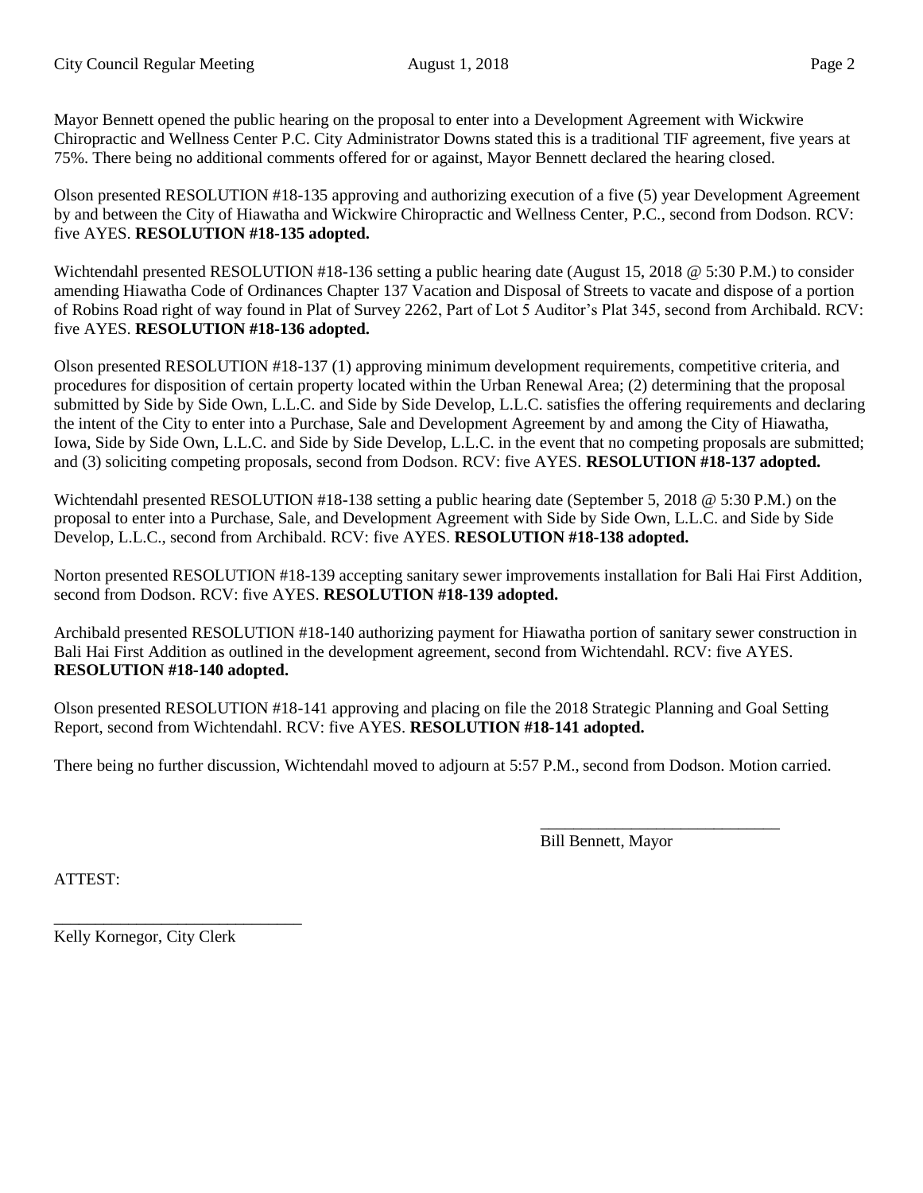Mayor Bennett opened the public hearing on the proposal to enter into a Development Agreement with Wickwire Chiropractic and Wellness Center P.C. City Administrator Downs stated this is a traditional TIF agreement, five years at 75%. There being no additional comments offered for or against, Mayor Bennett declared the hearing closed.

Olson presented RESOLUTION #18-135 approving and authorizing execution of a five (5) year Development Agreement by and between the City of Hiawatha and Wickwire Chiropractic and Wellness Center, P.C., second from Dodson. RCV: five AYES. **RESOLUTION #18-135 adopted.**

Wichtendahl presented RESOLUTION #18-136 setting a public hearing date (August 15, 2018 @ 5:30 P.M.) to consider amending Hiawatha Code of Ordinances Chapter 137 Vacation and Disposal of Streets to vacate and dispose of a portion of Robins Road right of way found in Plat of Survey 2262, Part of Lot 5 Auditor's Plat 345, second from Archibald. RCV: five AYES. **RESOLUTION #18-136 adopted.**

Olson presented RESOLUTION #18-137 (1) approving minimum development requirements, competitive criteria, and procedures for disposition of certain property located within the Urban Renewal Area; (2) determining that the proposal submitted by Side by Side Own, L.L.C. and Side by Side Develop, L.L.C. satisfies the offering requirements and declaring the intent of the City to enter into a Purchase, Sale and Development Agreement by and among the City of Hiawatha, Iowa, Side by Side Own, L.L.C. and Side by Side Develop, L.L.C. in the event that no competing proposals are submitted; and (3) soliciting competing proposals, second from Dodson. RCV: five AYES. **RESOLUTION #18-137 adopted.**

Wichtendahl presented RESOLUTION #18-138 setting a public hearing date (September 5, 2018 @ 5:30 P.M.) on the proposal to enter into a Purchase, Sale, and Development Agreement with Side by Side Own, L.L.C. and Side by Side Develop, L.L.C., second from Archibald. RCV: five AYES. **RESOLUTION #18-138 adopted.**

Norton presented RESOLUTION #18-139 accepting sanitary sewer improvements installation for Bali Hai First Addition, second from Dodson. RCV: five AYES. **RESOLUTION #18-139 adopted.**

Archibald presented RESOLUTION #18-140 authorizing payment for Hiawatha portion of sanitary sewer construction in Bali Hai First Addition as outlined in the development agreement, second from Wichtendahl. RCV: five AYES. **RESOLUTION #18-140 adopted.**

Olson presented RESOLUTION #18-141 approving and placing on file the 2018 Strategic Planning and Goal Setting Report, second from Wichtendahl. RCV: five AYES. **RESOLUTION #18-141 adopted.**

There being no further discussion, Wichtendahl moved to adjourn at 5:57 P.M., second from Dodson. Motion carried.

\_\_\_\_\_\_\_\_\_\_\_\_\_\_\_\_\_\_\_\_\_\_\_\_\_\_\_\_\_\_

Bill Bennett, Mayor

ATTEST:

\_\_\_\_\_\_\_\_\_\_\_\_\_\_\_\_\_\_\_\_\_\_\_\_\_\_\_\_\_\_

Kelly Kornegor, City Clerk